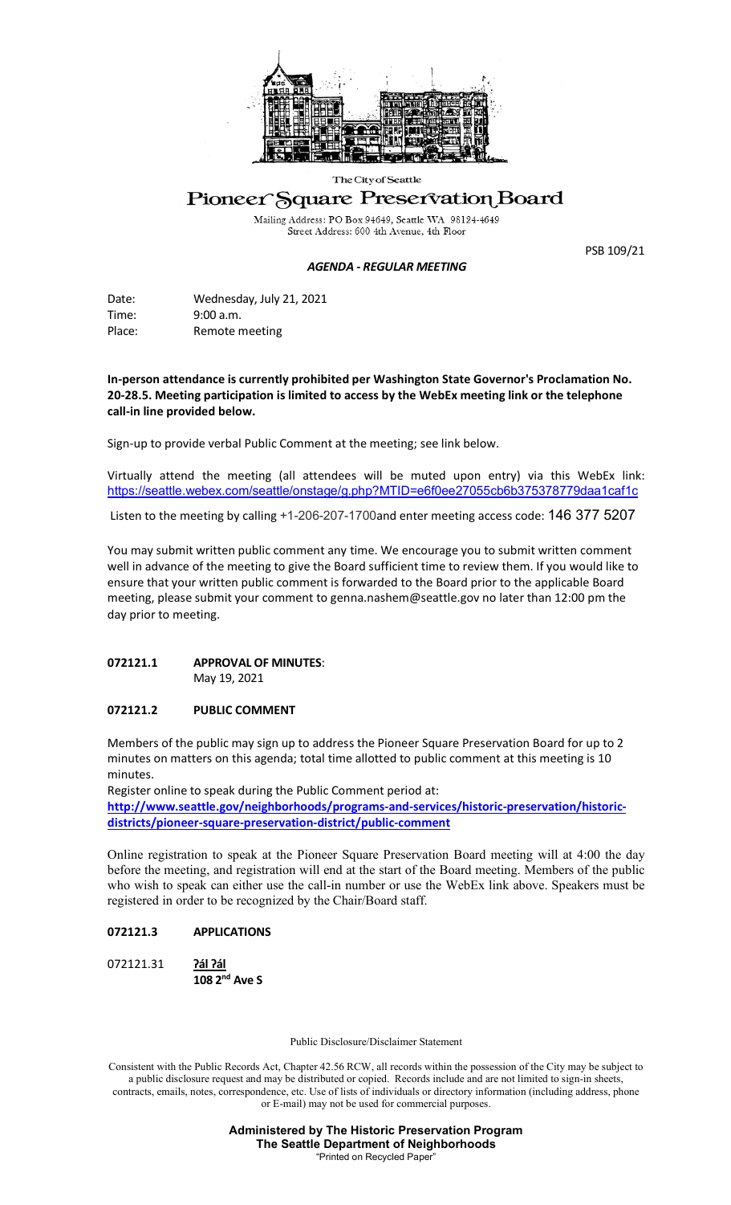The City of Seattle

# Pioneer Square Preservation Board

Mailing Address: PO Box 94649, Seattle WA 98124-4649
Street Address: 600 4th Avenue, 4th Floor

PSB 109/21

***AGENDA - REGULAR MEETING***

Date: Wednesday, July 21, 2021
Time: 9:00 a.m.
Place: Remote meeting

**In-person attendance is currently prohibited per Washington State Governor's Proclamation No. 20-28.5. Meeting participation is limited to access by the WebEx meeting link or the telephone call-in line provided below.**

Sign-up to provide verbal Public Comment at the meeting; see link below.

Virtually attend the meeting (all attendees will be muted upon entry) via this WebEx link: https://seattle.webex.com/seattle/onstage/g.php?MTID=e6f0ee27055cb6b375378779daa1caf1c

Listen to the meeting by calling +1-206-207-1700and enter meeting access code: 146 377 5207

You may submit written public comment any time. We encourage you to submit written comment well in advance of the meeting to give the Board sufficient time to review them. If you would like to ensure that your written public comment is forwarded to the Board prior to the applicable Board meeting, please submit your comment to genna.nashem@seattle.gov no later than 12:00 pm the day prior to meeting.

**072121.1 APPROVAL OF MINUTES**:
May 19, 2021

**072121.2 PUBLIC COMMENT**

Members of the public may sign up to address the Pioneer Square Preservation Board for up to 2 minutes on matters on this agenda; total time allotted to public comment at this meeting is 10 minutes.

Register online to speak during the Public Comment period at:
**http://www.seattle.gov/neighborhoods/programs-and-services/historic-preservation/historic-districts/pioneer-square-preservation-district/public-comment**

Online registration to speak at the Pioneer Square Preservation Board meeting will at 4:00 the day before the meeting, and registration will end at the start of the Board meeting. Members of the public who wish to speak can either use the call-in number or use the WebEx link above. Speakers must be registered in order to be recognized by the Chair/Board staff.

**072121.3 APPLICATIONS**

072121.31 **ʔál ʔál**
**108 2nd Ave S**

Public Disclosure/Disclaimer Statement

Consistent with the Public Records Act, Chapter 42.56 RCW, all records within the possession of the City may be subject to a public disclosure request and may be distributed or copied. Records include and are not limited to sign-in sheets, contracts, emails, notes, correspondence, etc. Use of lists of individuals or directory information (including address, phone or E-mail) may not be used for commercial purposes.

**Administered by The Historic Preservation Program**
**The Seattle Department of Neighborhoods**
"Printed on Recycled Paper"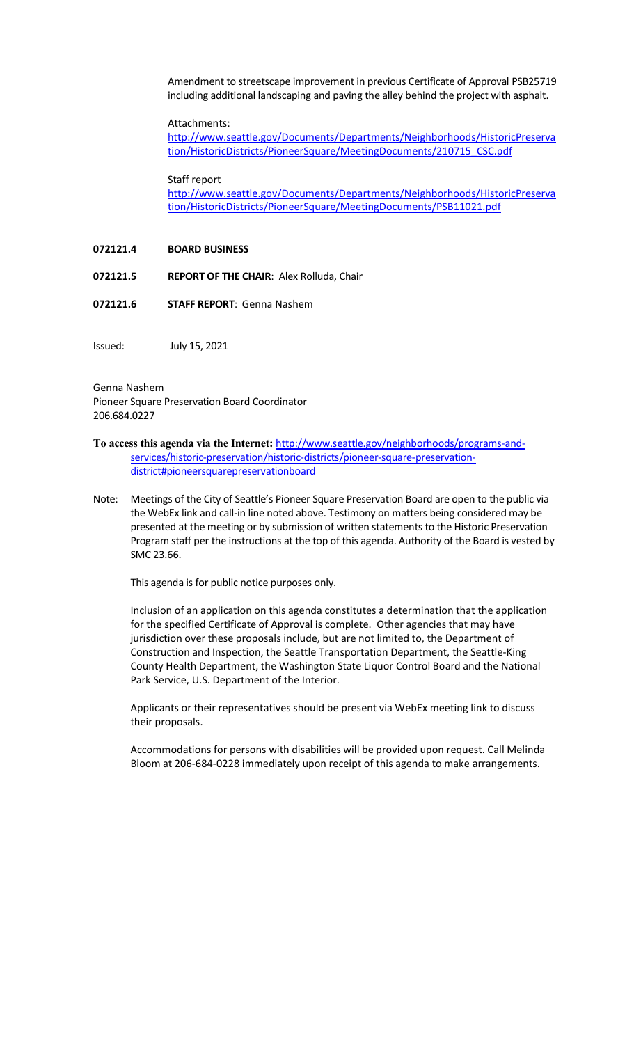Amendment to streetscape improvement in previous Certificate of Approval PSB25719 including additional landscaping and paving the alley behind the project with asphalt.

Attachments:
[http://www.seattle.gov/Documents/Departments/Neighborhoods/HistoricPreservation/HistoricDistricts/PioneerSquare/MeetingDocuments/210715_CSC.pdf](http://www.seattle.gov/Documents/Departments/Neighborhoods/HistoricPreservation/HistoricDistricts/PioneerSquare/MeetingDocuments/210715_CSC.pdf)

Staff report
[http://www.seattle.gov/Documents/Departments/Neighborhoods/HistoricPreservation/HistoricDistricts/PioneerSquare/MeetingDocuments/PSB11021.pdf](http://www.seattle.gov/Documents/Departments/Neighborhoods/HistoricPreservation/HistoricDistricts/PioneerSquare/MeetingDocuments/PSB11021.pdf)

**072121.4 BOARD BUSINESS**

**072121.5 REPORT OF THE CHAIR**: Alex Rolluda, Chair

**072121.6 STAFF REPORT**: Genna Nashem

Issued: July 15, 2021

Genna Nashem
Pioneer Square Preservation Board Coordinator
206.684.0227

**To access this agenda via the Internet:** [http://www.seattle.gov/neighborhoods/programs-and-services/historic-preservation/historic-districts/pioneer-square-preservation-district#pioneersquarepreservationboard](http://www.seattle.gov/neighborhoods/programs-and-services/historic-preservation/historic-districts/pioneer-square-preservation-district#pioneersquarepreservationboard)

Note: Meetings of the City of Seattle's Pioneer Square Preservation Board are open to the public via the WebEx link and call-in line noted above. Testimony on matters being considered may be presented at the meeting or by submission of written statements to the Historic Preservation Program staff per the instructions at the top of this agenda. Authority of the Board is vested by SMC 23.66.

This agenda is for public notice purposes only.

Inclusion of an application on this agenda constitutes a determination that the application for the specified Certificate of Approval is complete. Other agencies that may have jurisdiction over these proposals include, but are not limited to, the Department of Construction and Inspection, the Seattle Transportation Department, the Seattle-King County Health Department, the Washington State Liquor Control Board and the National Park Service, U.S. Department of the Interior.

Applicants or their representatives should be present via WebEx meeting link to discuss their proposals.

Accommodations for persons with disabilities will be provided upon request. Call Melinda Bloom at 206-684-0228 immediately upon receipt of this agenda to make arrangements.